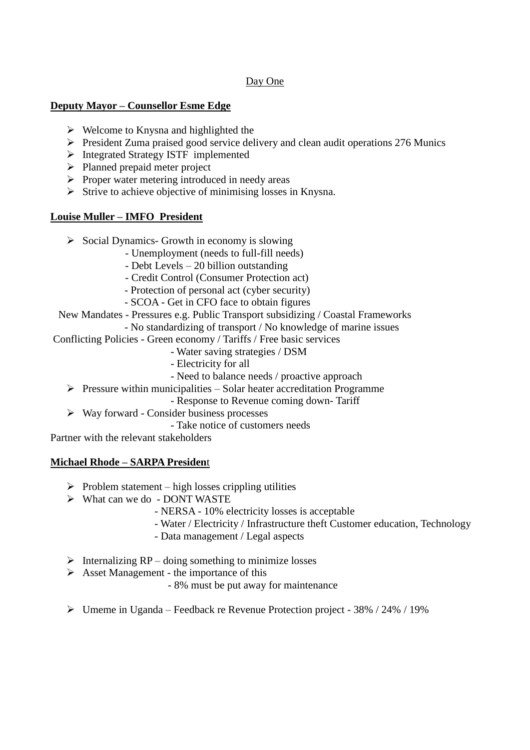Day One

**Deputy Mayor – Counsellor Esme Edge**

- Welcome to Knysna and highlighted the
- President Zuma praised good service delivery and clean audit operations 276 Munics
- Integrated Strategy ISTF implemented
- Planned prepaid meter project
- Proper water metering introduced in needy areas
- Strive to achieve objective of minimising losses in Knysna.

**Louise Muller – IMFO President**

- Social Dynamics- Growth in economy is slowing
  - Unemployment (needs to full-fill needs)
  - Debt Levels – 20 billion outstanding
  - Credit Control (Consumer Protection act)
  - Protection of personal act (cyber security)
  - SCOA - Get in CFO face to obtain figures

New Mandates - Pressures e.g. Public Transport subsidizing / Coastal Frameworks
- No standardizing of transport / No knowledge of marine issues

Conflicting Policies - Green economy / Tariffs / Free basic services
- Water saving strategies / DSM
- Electricity for all
- Need to balance needs / proactive approach

- Pressure within municipalities – Solar heater accreditation Programme
  - Response to Revenue coming down- Tariff
- Way forward - Consider business processes
  - Take notice of customers needs

Partner with the relevant stakeholders

**Michael Rhode – SARPA President**

- Problem statement – high losses crippling utilities
- What can we do - DONT WASTE
  - NERSA - 10% electricity losses is acceptable
  - Water / Electricity / Infrastructure theft Customer education, Technology
  - Data management / Legal aspects

- Internalizing RP – doing something to minimize losses
- Asset Management - the importance of this
  - 8% must be put away for maintenance

- Umeme in Uganda – Feedback re Revenue Protection project - 38% / 24% / 19%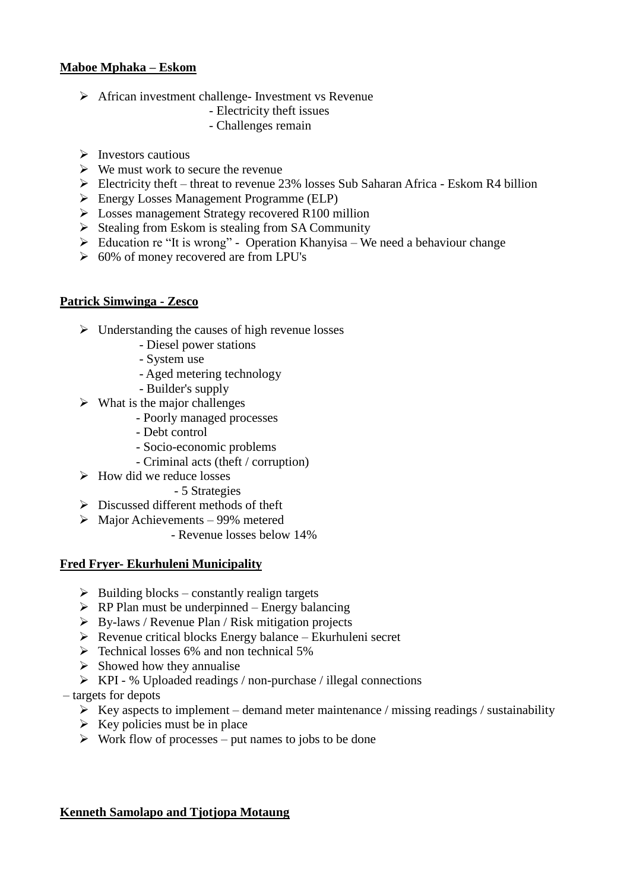**Maboe Mphaka – Eskom**

- African investment challenge- Investment vs Revenue
  - Electricity theft issues
  - Challenges remain

- Investors cautious
- We must work to secure the revenue
- Electricity theft – threat to revenue 23% losses Sub Saharan Africa - Eskom R4 billion
- Energy Losses Management Programme (ELP)
- Losses management Strategy recovered R100 million
- Stealing from Eskom is stealing from SA Community
- Education re "It is wrong" - Operation Khanyisa – We need a behaviour change
- 60% of money recovered are from LPU's

**Patrick Simwinga - Zesco**

- Understanding the causes of high revenue losses
  - Diesel power stations
  - System use
  - Aged metering technology
  - Builder's supply
- What is the major challenges
  - Poorly managed processes
  - Debt control
  - Socio-economic problems
  - Criminal acts (theft / corruption)
- How did we reduce losses
  - 5 Strategies
- Discussed different methods of theft
- Major Achievements – 99% metered
  - Revenue losses below 14%

**Fred Fryer- Ekurhuleni Municipality**

- Building blocks – constantly realign targets
- RP Plan must be underpinned – Energy balancing
- By-laws / Revenue Plan / Risk mitigation projects
- Revenue critical blocks Energy balance – Ekurhuleni secret
- Technical losses 6% and non technical 5%
- Showed how they annualise
- KPI - % Uploaded readings / non-purchase / illegal connections

– targets for depots

- Key aspects to implement – demand meter maintenance / missing readings / sustainability
- Key policies must be in place
- Work flow of processes – put names to jobs to be done

**Kenneth Samolapo and Tjotjopa Motaung**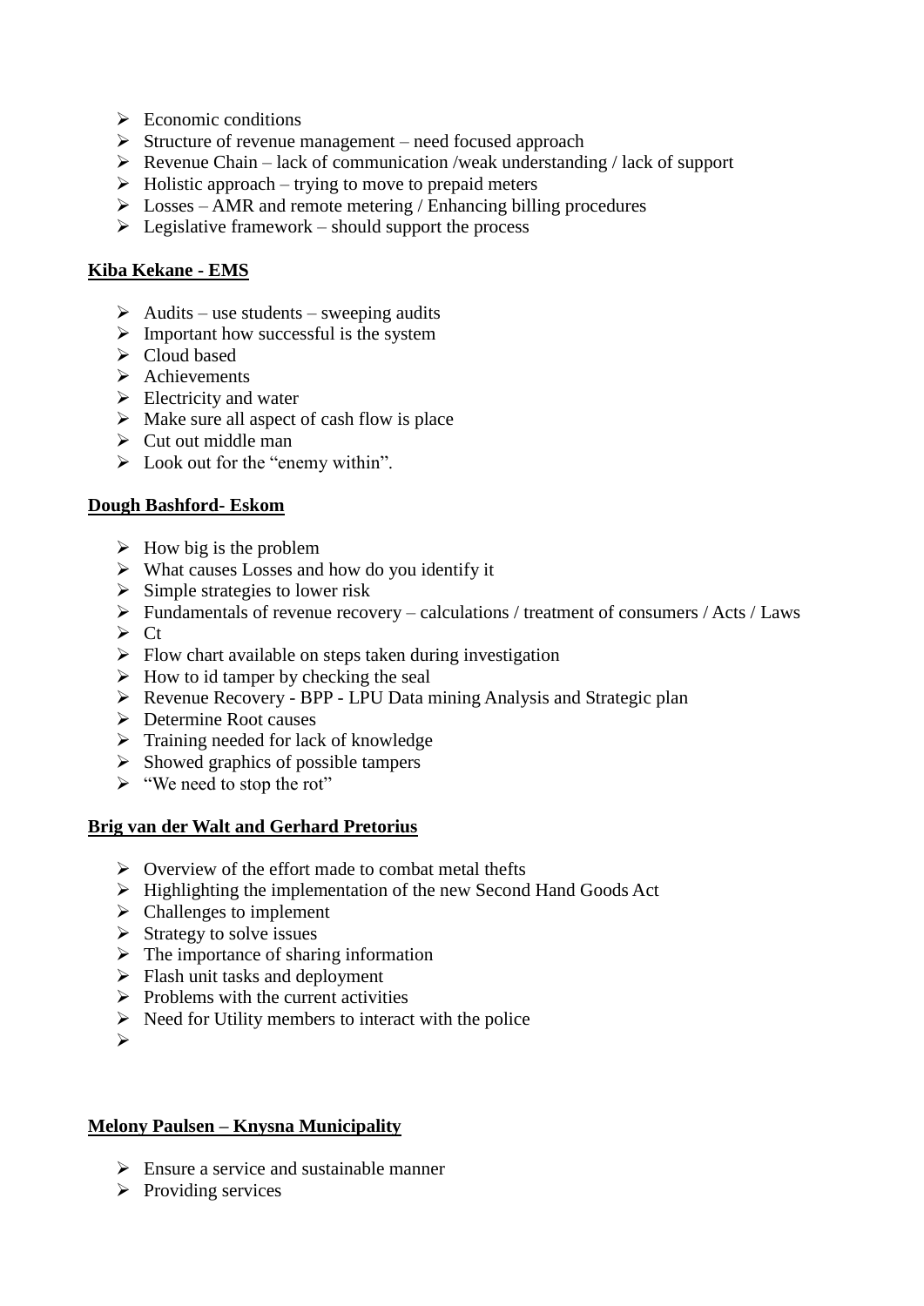- Economic conditions
- Structure of revenue management – need focused approach
- Revenue Chain – lack of communication /weak understanding / lack of support
- Holistic approach – trying to move to prepaid meters
- Losses – AMR and remote metering / Enhancing billing procedures
- Legislative framework – should support the process

**Kiba Kekane - EMS**

- Audits – use students – sweeping audits
- Important how successful is the system
- Cloud based
- Achievements
- Electricity and water
- Make sure all aspect of cash flow is place
- Cut out middle man
- Look out for the "enemy within".

**Dough Bashford- Eskom**

- How big is the problem
- What causes Losses and how do you identify it
- Simple strategies to lower risk
- Fundamentals of revenue recovery – calculations / treatment of consumers / Acts / Laws
- Ct
- Flow chart available on steps taken during investigation
- How to id tamper by checking the seal
- Revenue Recovery - BPP - LPU Data mining Analysis and Strategic plan
- Determine Root causes
- Training needed for lack of knowledge
- Showed graphics of possible tampers
- "We need to stop the rot"

**Brig van der Walt and Gerhard Pretorius**

- Overview of the effort made to combat metal thefts
- Highlighting the implementation of the new Second Hand Goods Act
- Challenges to implement
- Strategy to solve issues
- The importance of sharing information
- Flash unit tasks and deployment
- Problems with the current activities
- Need for Utility members to interact with the police

**Melony Paulsen – Knysna Municipality**

- Ensure a service and sustainable manner
- Providing services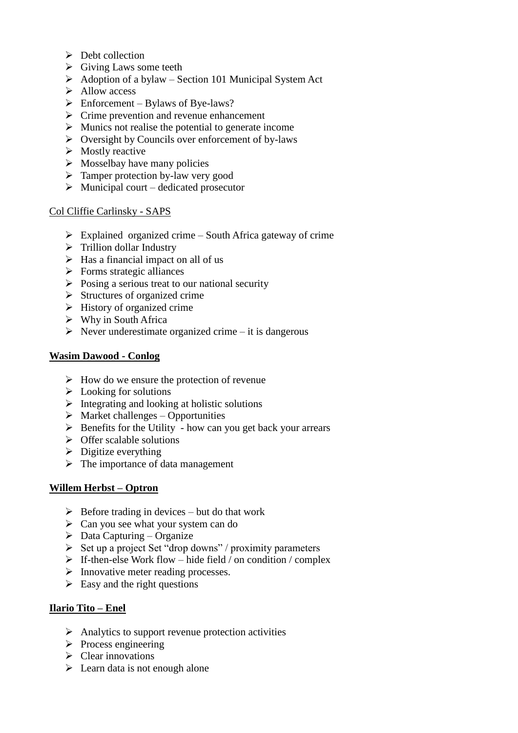- Debt collection
- Giving Laws some teeth
- Adoption of a bylaw – Section 101 Municipal System Act
- Allow access
- Enforcement – Bylaws of Bye-laws?
- Crime prevention and revenue enhancement
- Munics not realise the potential to generate income
- Oversight by Councils over enforcement of by-laws
- Mostly reactive
- Mosselbay have many policies
- Tamper protection by-law very good
- Municipal court – dedicated prosecutor

<u>Col Cliffie Carlinsky - SAPS</u>

- Explained organized crime – South Africa gateway of crime
- Trillion dollar Industry
- Has a financial impact on all of us
- Forms strategic alliances
- Posing a serious treat to our national security
- Structures of organized crime
- History of organized crime
- Why in South Africa
- Never underestimate organized crime – it is dangerous

**<u>Wasim Dawood - Conlog</u>**

- How do we ensure the protection of revenue
- Looking for solutions
- Integrating and looking at holistic solutions
- Market challenges – Opportunities
- Benefits for the Utility - how can you get back your arrears
- Offer scalable solutions
- Digitize everything
- The importance of data management

**<u>Willem Herbst – Optron</u>**

- Before trading in devices – but do that work
- Can you see what your system can do
- Data Capturing – Organize
- Set up a project Set "drop downs" / proximity parameters
- If-then-else Work flow – hide field / on condition / complex
- Innovative meter reading processes.
- Easy and the right questions

**<u>Ilario Tito – Enel</u>**

- Analytics to support revenue protection activities
- Process engineering
- Clear innovations
- Learn data is not enough alone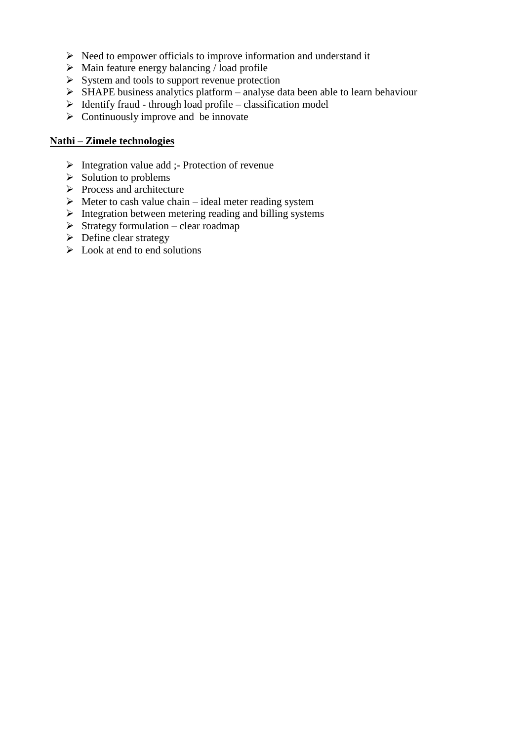- Need to empower officials to improve information and understand it
- Main feature energy balancing / load profile
- System and tools to support revenue protection
- SHAPE business analytics platform – analyse data been able to learn behaviour
- Identify fraud - through load profile – classification model
- Continuously improve and be innovate

**<u>Nathi – Zimele technologies</u>**

- Integration value add ;- Protection of revenue
- Solution to problems
- Process and architecture
- Meter to cash value chain – ideal meter reading system
- Integration between metering reading and billing systems
- Strategy formulation – clear roadmap
- Define clear strategy
- Look at end to end solutions